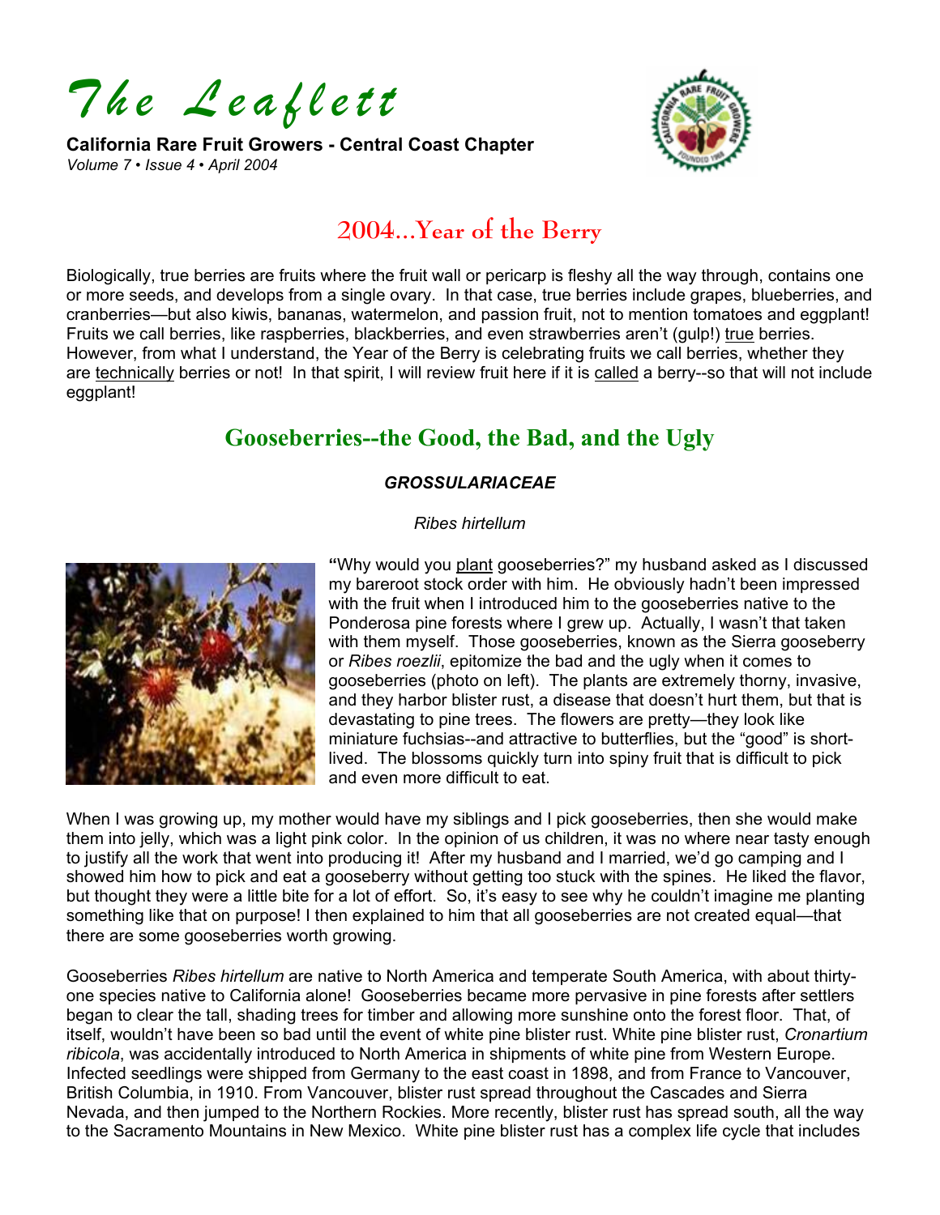# The Leaflett

**California Rare Fruit Growers - Central Coast Chapter**
*Volume 7 • Issue 4 • April 2004*

## 2004...Year of the Berry

Biologically, true berries are fruits where the fruit wall or pericarp is fleshy all the way through, contains one or more seeds, and develops from a single ovary. In that case, true berries include grapes, blueberries, and cranberries—but also kiwis, bananas, watermelon, and passion fruit, not to mention tomatoes and eggplant! Fruits we call berries, like raspberries, blackberries, and even strawberries aren't (gulp!) true berries. However, from what I understand, the Year of the Berry is celebrating fruits we call berries, whether they are technically berries or not! In that spirit, I will review fruit here if it is called a berry--so that will not include eggplant!

## Gooseberries--the Good, the Bad, and the Ugly

***GROSSULARIACEAE***

*Ribes hirtellum*

**"**Why would you plant gooseberries?" my husband asked as I discussed my bareroot stock order with him. He obviously hadn't been impressed with the fruit when I introduced him to the gooseberries native to the Ponderosa pine forests where I grew up. Actually, I wasn't that taken with them myself. Those gooseberries, known as the Sierra gooseberry or *Ribes roezlii*, epitomize the bad and the ugly when it comes to gooseberries (photo on left). The plants are extremely thorny, invasive, and they harbor blister rust, a disease that doesn't hurt them, but that is devastating to pine trees. The flowers are pretty—they look like miniature fuchsias--and attractive to butterflies, but the "good" is short-lived. The blossoms quickly turn into spiny fruit that is difficult to pick and even more difficult to eat.

When I was growing up, my mother would have my siblings and I pick gooseberries, then she would make them into jelly, which was a light pink color. In the opinion of us children, it was no where near tasty enough to justify all the work that went into producing it! After my husband and I married, we'd go camping and I showed him how to pick and eat a gooseberry without getting too stuck with the spines. He liked the flavor, but thought they were a little bite for a lot of effort. So, it's easy to see why he couldn't imagine me planting something like that on purpose! I then explained to him that all gooseberries are not created equal—that there are some gooseberries worth growing.

Gooseberries *Ribes hirtellum* are native to North America and temperate South America, with about thirty-one species native to California alone! Gooseberries became more pervasive in pine forests after settlers began to clear the tall, shading trees for timber and allowing more sunshine onto the forest floor. That, of itself, wouldn't have been so bad until the event of white pine blister rust. White pine blister rust, *Cronartium ribicola*, was accidentally introduced to North America in shipments of white pine from Western Europe. Infected seedlings were shipped from Germany to the east coast in 1898, and from France to Vancouver, British Columbia, in 1910. From Vancouver, blister rust spread throughout the Cascades and Sierra Nevada, and then jumped to the Northern Rockies. More recently, blister rust has spread south, all the way to the Sacramento Mountains in New Mexico. White pine blister rust has a complex life cycle that includes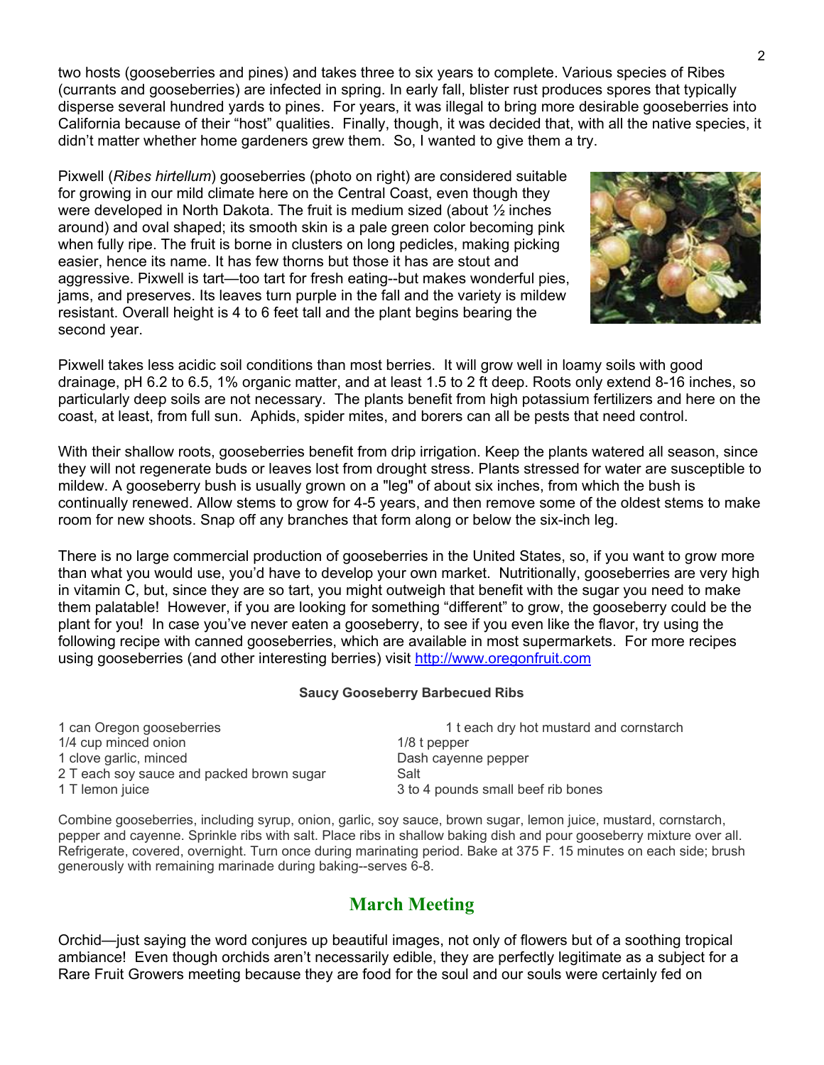two hosts (gooseberries and pines) and takes three to six years to complete. Various species of Ribes (currants and gooseberries) are infected in spring. In early fall, blister rust produces spores that typically disperse several hundred yards to pines. For years, it was illegal to bring more desirable gooseberries into California because of their "host" qualities. Finally, though, it was decided that, with all the native species, it didn't matter whether home gardeners grew them. So, I wanted to give them a try.

Pixwell (*Ribes hirtellum*) gooseberries (photo on right) are considered suitable for growing in our mild climate here on the Central Coast, even though they were developed in North Dakota. The fruit is medium sized (about ½ inches around) and oval shaped; its smooth skin is a pale green color becoming pink when fully ripe. The fruit is borne in clusters on long pedicles, making picking easier, hence its name. It has few thorns but those it has are stout and aggressive. Pixwell is tart—too tart for fresh eating--but makes wonderful pies, jams, and preserves. Its leaves turn purple in the fall and the variety is mildew resistant. Overall height is 4 to 6 feet tall and the plant begins bearing the second year.

Pixwell takes less acidic soil conditions than most berries. It will grow well in loamy soils with good drainage, pH 6.2 to 6.5, 1% organic matter, and at least 1.5 to 2 ft deep. Roots only extend 8-16 inches, so particularly deep soils are not necessary. The plants benefit from high potassium fertilizers and here on the coast, at least, from full sun. Aphids, spider mites, and borers can all be pests that need control.

With their shallow roots, gooseberries benefit from drip irrigation. Keep the plants watered all season, since they will not regenerate buds or leaves lost from drought stress. Plants stressed for water are susceptible to mildew. A gooseberry bush is usually grown on a "leg" of about six inches, from which the bush is continually renewed. Allow stems to grow for 4-5 years, and then remove some of the oldest stems to make room for new shoots. Snap off any branches that form along or below the six-inch leg.

There is no large commercial production of gooseberries in the United States, so, if you want to grow more than what you would use, you'd have to develop your own market. Nutritionally, gooseberries are very high in vitamin C, but, since they are so tart, you might outweigh that benefit with the sugar you need to make them palatable! However, if you are looking for something "different" to grow, the gooseberry could be the plant for you! In case you've never eaten a gooseberry, to see if you even like the flavor, try using the following recipe with canned gooseberries, which are available in most supermarkets. For more recipes using gooseberries (and other interesting berries) visit http://www.oregonfruit.com

**Saucy Gooseberry Barbecued Ribs**

- 1 can Oregon gooseberries
- 1/4 cup minced onion
- 1 clove garlic, minced
- 2 T each soy sauce and packed brown sugar
- 1 T lemon juice
- 1 t each dry hot mustard and cornstarch
- 1/8 t pepper
- Dash cayenne pepper
- Salt
- 3 to 4 pounds small beef rib bones

Combine gooseberries, including syrup, onion, garlic, soy sauce, brown sugar, lemon juice, mustard, cornstarch, pepper and cayenne. Sprinkle ribs with salt. Place ribs in shallow baking dish and pour gooseberry mixture over all. Refrigerate, covered, overnight. Turn once during marinating period. Bake at 375 F. 15 minutes on each side; brush generously with remaining marinade during baking--serves 6-8.

## March Meeting

Orchid—just saying the word conjures up beautiful images, not only of flowers but of a soothing tropical ambiance! Even though orchids aren't necessarily edible, they are perfectly legitimate as a subject for a Rare Fruit Growers meeting because they are food for the soul and our souls were certainly fed on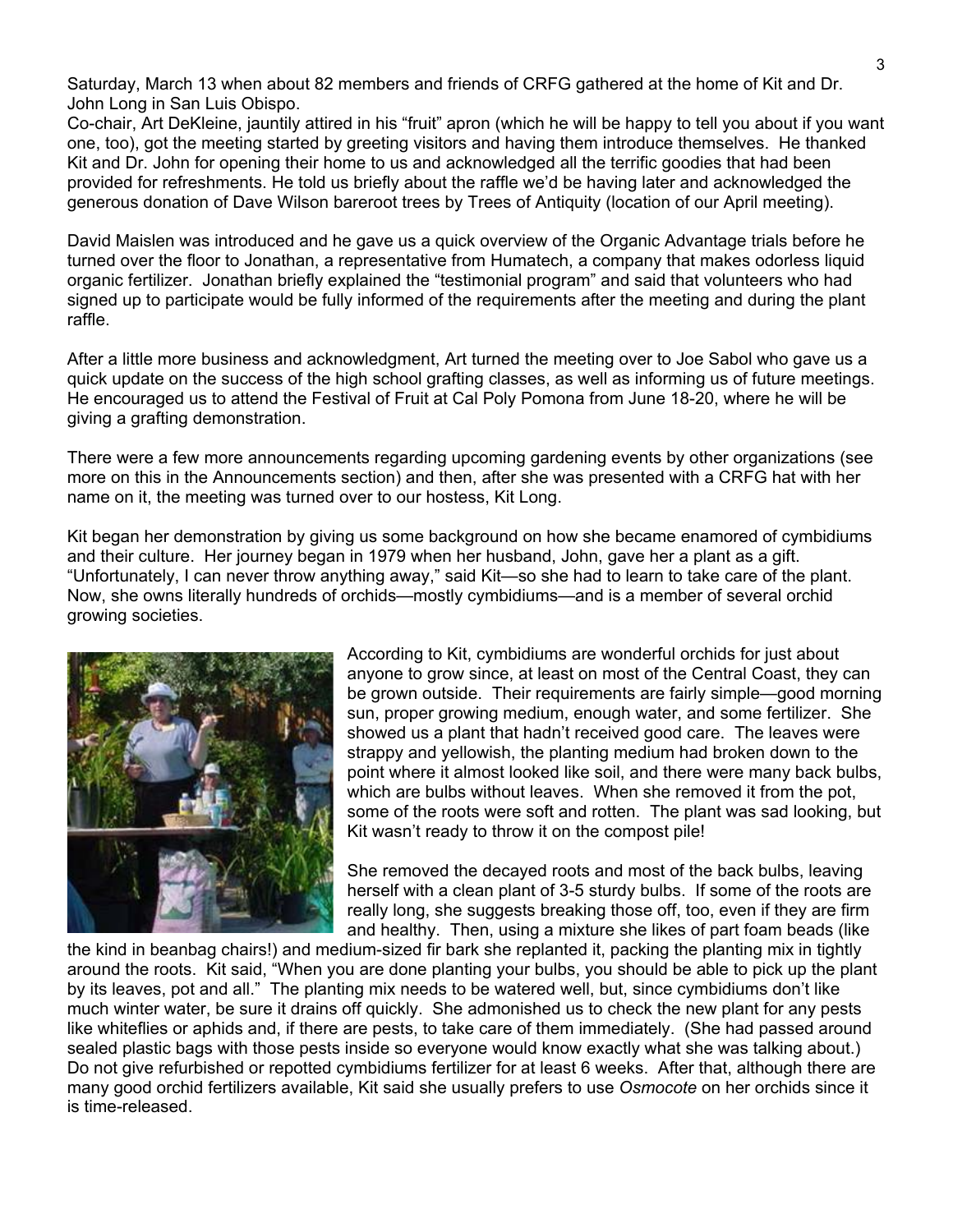Saturday, March 13 when about 82 members and friends of CRFG gathered at the home of Kit and Dr. John Long in San Luis Obispo.

Co-chair, Art DeKleine, jauntily attired in his "fruit" apron (which he will be happy to tell you about if you want one, too), got the meeting started by greeting visitors and having them introduce themselves. He thanked Kit and Dr. John for opening their home to us and acknowledged all the terrific goodies that had been provided for refreshments. He told us briefly about the raffle we'd be having later and acknowledged the generous donation of Dave Wilson bareroot trees by Trees of Antiquity (location of our April meeting).

David Maislen was introduced and he gave us a quick overview of the Organic Advantage trials before he turned over the floor to Jonathan, a representative from Humatech, a company that makes odorless liquid organic fertilizer. Jonathan briefly explained the "testimonial program" and said that volunteers who had signed up to participate would be fully informed of the requirements after the meeting and during the plant raffle.

After a little more business and acknowledgment, Art turned the meeting over to Joe Sabol who gave us a quick update on the success of the high school grafting classes, as well as informing us of future meetings. He encouraged us to attend the Festival of Fruit at Cal Poly Pomona from June 18-20, where he will be giving a grafting demonstration.

There were a few more announcements regarding upcoming gardening events by other organizations (see more on this in the Announcements section) and then, after she was presented with a CRFG hat with her name on it, the meeting was turned over to our hostess, Kit Long.

Kit began her demonstration by giving us some background on how she became enamored of cymbidiums and their culture. Her journey began in 1979 when her husband, John, gave her a plant as a gift. "Unfortunately, I can never throw anything away," said Kit—so she had to learn to take care of the plant. Now, she owns literally hundreds of orchids—mostly cymbidiums—and is a member of several orchid growing societies.

According to Kit, cymbidiums are wonderful orchids for just about anyone to grow since, at least on most of the Central Coast, they can be grown outside. Their requirements are fairly simple—good morning sun, proper growing medium, enough water, and some fertilizer. She showed us a plant that hadn't received good care. The leaves were strappy and yellowish, the planting medium had broken down to the point where it almost looked like soil, and there were many back bulbs, which are bulbs without leaves. When she removed it from the pot, some of the roots were soft and rotten. The plant was sad looking, but Kit wasn't ready to throw it on the compost pile!

She removed the decayed roots and most of the back bulbs, leaving herself with a clean plant of 3-5 sturdy bulbs. If some of the roots are really long, she suggests breaking those off, too, even if they are firm and healthy. Then, using a mixture she likes of part foam beads (like the kind in beanbag chairs!) and medium-sized fir bark she replanted it, packing the planting mix in tightly around the roots. Kit said, "When you are done planting your bulbs, you should be able to pick up the plant by its leaves, pot and all." The planting mix needs to be watered well, but, since cymbidiums don't like much winter water, be sure it drains off quickly. She admonished us to check the new plant for any pests like whiteflies or aphids and, if there are pests, to take care of them immediately. (She had passed around sealed plastic bags with those pests inside so everyone would know exactly what she was talking about.) Do not give refurbished or repotted cymbidiums fertilizer for at least 6 weeks. After that, although there are many good orchid fertilizers available, Kit said she usually prefers to use *Osmocote* on her orchids since it is time-released.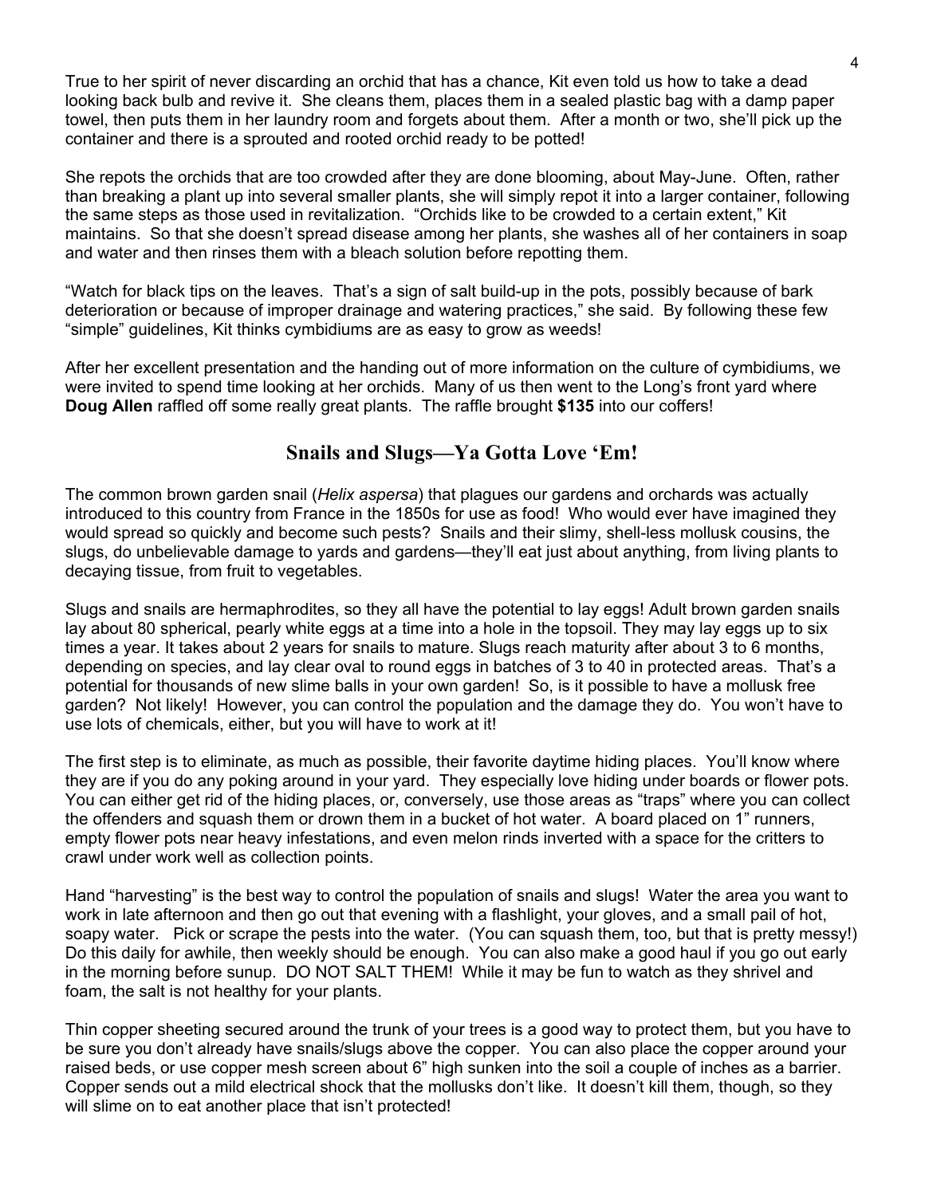True to her spirit of never discarding an orchid that has a chance, Kit even told us how to take a dead looking back bulb and revive it. She cleans them, places them in a sealed plastic bag with a damp paper towel, then puts them in her laundry room and forgets about them. After a month or two, she'll pick up the container and there is a sprouted and rooted orchid ready to be potted!

She repots the orchids that are too crowded after they are done blooming, about May-June. Often, rather than breaking a plant up into several smaller plants, she will simply repot it into a larger container, following the same steps as those used in revitalization. "Orchids like to be crowded to a certain extent," Kit maintains. So that she doesn't spread disease among her plants, she washes all of her containers in soap and water and then rinses them with a bleach solution before repotting them.

"Watch for black tips on the leaves. That's a sign of salt build-up in the pots, possibly because of bark deterioration or because of improper drainage and watering practices," she said. By following these few "simple" guidelines, Kit thinks cymbidiums are as easy to grow as weeds!

After her excellent presentation and the handing out of more information on the culture of cymbidiums, we were invited to spend time looking at her orchids. Many of us then went to the Long's front yard where **Doug Allen** raffled off some really great plants. The raffle brought **$135** into our coffers!

## Snails and Slugs—Ya Gotta Love 'Em!

The common brown garden snail (*Helix aspersa*) that plagues our gardens and orchards was actually introduced to this country from France in the 1850s for use as food! Who would ever have imagined they would spread so quickly and become such pests? Snails and their slimy, shell-less mollusk cousins, the slugs, do unbelievable damage to yards and gardens—they'll eat just about anything, from living plants to decaying tissue, from fruit to vegetables.

Slugs and snails are hermaphrodites, so they all have the potential to lay eggs! Adult brown garden snails lay about 80 spherical, pearly white eggs at a time into a hole in the topsoil. They may lay eggs up to six times a year. It takes about 2 years for snails to mature. Slugs reach maturity after about 3 to 6 months, depending on species, and lay clear oval to round eggs in batches of 3 to 40 in protected areas. That's a potential for thousands of new slime balls in your own garden! So, is it possible to have a mollusk free garden? Not likely! However, you can control the population and the damage they do. You won't have to use lots of chemicals, either, but you will have to work at it!

The first step is to eliminate, as much as possible, their favorite daytime hiding places. You'll know where they are if you do any poking around in your yard. They especially love hiding under boards or flower pots. You can either get rid of the hiding places, or, conversely, use those areas as "traps" where you can collect the offenders and squash them or drown them in a bucket of hot water. A board placed on 1" runners, empty flower pots near heavy infestations, and even melon rinds inverted with a space for the critters to crawl under work well as collection points.

Hand "harvesting" is the best way to control the population of snails and slugs! Water the area you want to work in late afternoon and then go out that evening with a flashlight, your gloves, and a small pail of hot, soapy water. Pick or scrape the pests into the water. (You can squash them, too, but that is pretty messy!) Do this daily for awhile, then weekly should be enough. You can also make a good haul if you go out early in the morning before sunup. DO NOT SALT THEM! While it may be fun to watch as they shrivel and foam, the salt is not healthy for your plants.

Thin copper sheeting secured around the trunk of your trees is a good way to protect them, but you have to be sure you don't already have snails/slugs above the copper. You can also place the copper around your raised beds, or use copper mesh screen about 6" high sunken into the soil a couple of inches as a barrier. Copper sends out a mild electrical shock that the mollusks don't like. It doesn't kill them, though, so they will slime on to eat another place that isn't protected!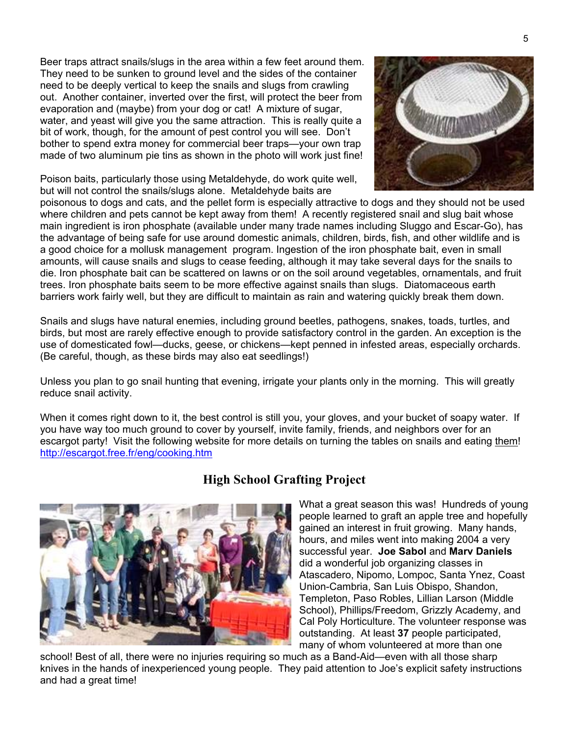Beer traps attract snails/slugs in the area within a few feet around them. They need to be sunken to ground level and the sides of the container need to be deeply vertical to keep the snails and slugs from crawling out. Another container, inverted over the first, will protect the beer from evaporation and (maybe) from your dog or cat! A mixture of sugar, water, and yeast will give you the same attraction. This is really quite a bit of work, though, for the amount of pest control you will see. Don't bother to spend extra money for commercial beer traps—your own trap made of two aluminum pie tins as shown in the photo will work just fine!

Poison baits, particularly those using Metaldehyde, do work quite well, but will not control the snails/slugs alone. Metaldehyde baits are poisonous to dogs and cats, and the pellet form is especially attractive to dogs and they should not be used where children and pets cannot be kept away from them! A recently registered snail and slug bait whose main ingredient is iron phosphate (available under many trade names including Sluggo and Escar-Go), has the advantage of being safe for use around domestic animals, children, birds, fish, and other wildlife and is a good choice for a mollusk management program. Ingestion of the iron phosphate bait, even in small amounts, will cause snails and slugs to cease feeding, although it may take several days for the snails to die. Iron phosphate bait can be scattered on lawns or on the soil around vegetables, ornamentals, and fruit trees. Iron phosphate baits seem to be more effective against snails than slugs. Diatomaceous earth barriers work fairly well, but they are difficult to maintain as rain and watering quickly break them down.

Snails and slugs have natural enemies, including ground beetles, pathogens, snakes, toads, turtles, and birds, but most are rarely effective enough to provide satisfactory control in the garden. An exception is the use of domesticated fowl—ducks, geese, or chickens—kept penned in infested areas, especially orchards. (Be careful, though, as these birds may also eat seedlings!)

Unless you plan to go snail hunting that evening, irrigate your plants only in the morning. This will greatly reduce snail activity.

When it comes right down to it, the best control is still you, your gloves, and your bucket of soapy water. If you have way too much ground to cover by yourself, invite family, friends, and neighbors over for an escargot party! Visit the following website for more details on turning the tables on snails and eating them! http://escargot.free.fr/eng/cooking.htm

## High School Grafting Project

What a great season this was! Hundreds of young people learned to graft an apple tree and hopefully gained an interest in fruit growing. Many hands, hours, and miles went into making 2004 a very successful year. **Joe Sabol** and **Marv Daniels** did a wonderful job organizing classes in Atascadero, Nipomo, Lompoc, Santa Ynez, Coast Union-Cambria, San Luis Obispo, Shandon, Templeton, Paso Robles, Lillian Larson (Middle School), Phillips/Freedom, Grizzly Academy, and Cal Poly Horticulture. The volunteer response was outstanding. At least **37** people participated, many of whom volunteered at more than one school! Best of all, there were no injuries requiring so much as a Band-Aid—even with all those sharp knives in the hands of inexperienced young people. They paid attention to Joe's explicit safety instructions and had a great time!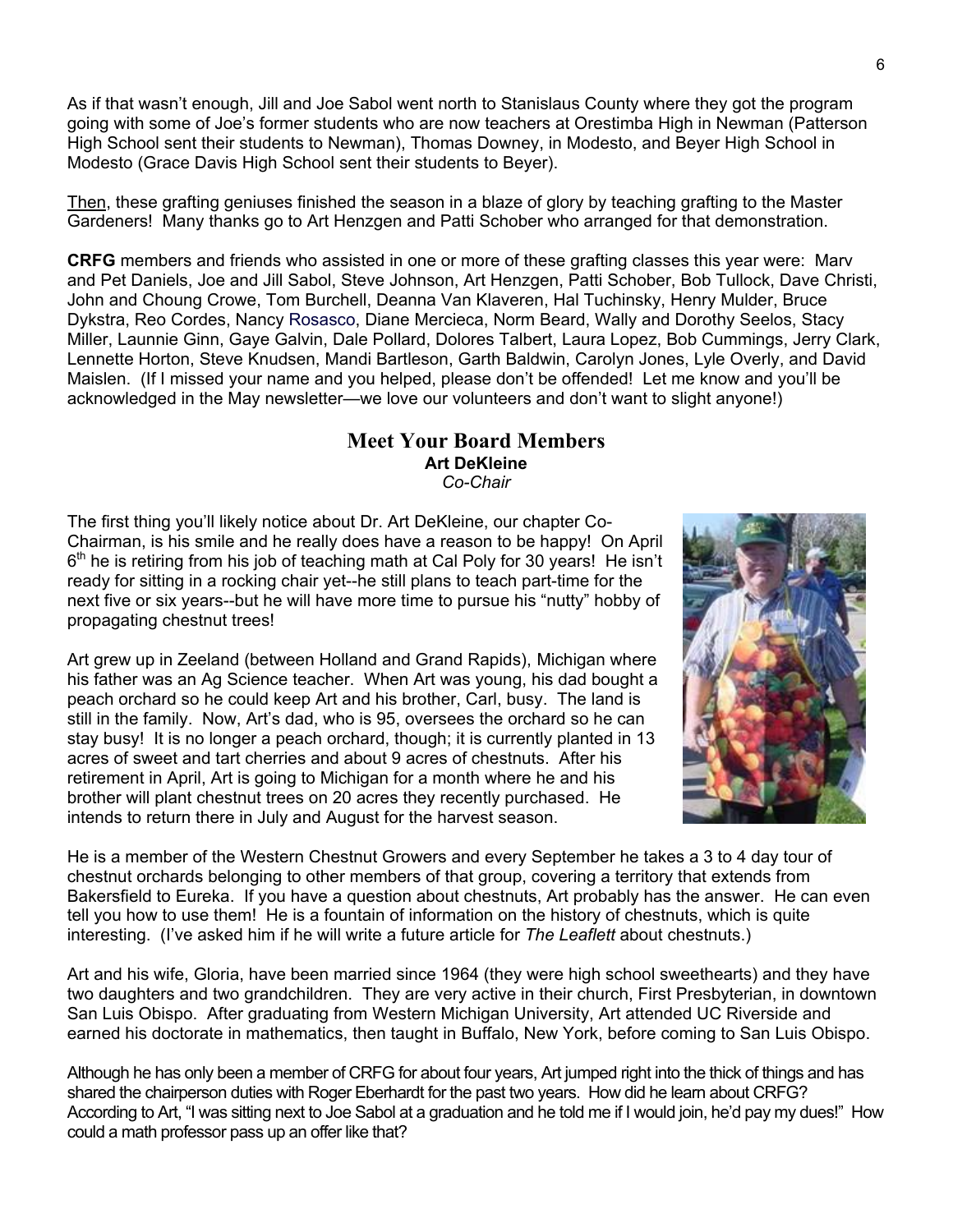As if that wasn't enough, Jill and Joe Sabol went north to Stanislaus County where they got the program going with some of Joe's former students who are now teachers at Orestimba High in Newman (Patterson High School sent their students to Newman), Thomas Downey, in Modesto, and Beyer High School in Modesto (Grace Davis High School sent their students to Beyer).

Then, these grafting geniuses finished the season in a blaze of glory by teaching grafting to the Master Gardeners! Many thanks go to Art Henzgen and Patti Schober who arranged for that demonstration.

**CRFG** members and friends who assisted in one or more of these grafting classes this year were: Marv and Pet Daniels, Joe and Jill Sabol, Steve Johnson, Art Henzgen, Patti Schober, Bob Tullock, Dave Christi, John and Choung Crowe, Tom Burchell, Deanna Van Klaveren, Hal Tuchinsky, Henry Mulder, Bruce Dykstra, Reo Cordes, Nancy Rosasco, Diane Mercieca, Norm Beard, Wally and Dorothy Seelos, Stacy Miller, Launnie Ginn, Gaye Galvin, Dale Pollard, Dolores Talbert, Laura Lopez, Bob Cummings, Jerry Clark, Lennette Horton, Steve Knudsen, Mandi Bartleson, Garth Baldwin, Carolyn Jones, Lyle Overly, and David Maislen. (If I missed your name and you helped, please don't be offended! Let me know and you'll be acknowledged in the May newsletter—we love our volunteers and don't want to slight anyone!)

## Meet Your Board Members

### Art DeKleine

*Co-Chair*

The first thing you'll likely notice about Dr. Art DeKleine, our chapter Co-Chairman, is his smile and he really does have a reason to be happy! On April 6th he is retiring from his job of teaching math at Cal Poly for 30 years! He isn't ready for sitting in a rocking chair yet--he still plans to teach part-time for the next five or six years--but he will have more time to pursue his "nutty" hobby of propagating chestnut trees!

Art grew up in Zeeland (between Holland and Grand Rapids), Michigan where his father was an Ag Science teacher. When Art was young, his dad bought a peach orchard so he could keep Art and his brother, Carl, busy. The land is still in the family. Now, Art's dad, who is 95, oversees the orchard so he can stay busy! It is no longer a peach orchard, though; it is currently planted in 13 acres of sweet and tart cherries and about 9 acres of chestnuts. After his retirement in April, Art is going to Michigan for a month where he and his brother will plant chestnut trees on 20 acres they recently purchased. He intends to return there in July and August for the harvest season.

He is a member of the Western Chestnut Growers and every September he takes a 3 to 4 day tour of chestnut orchards belonging to other members of that group, covering a territory that extends from Bakersfield to Eureka. If you have a question about chestnuts, Art probably has the answer. He can even tell you how to use them! He is a fountain of information on the history of chestnuts, which is quite interesting. (I've asked him if he will write a future article for *The Leaflett* about chestnuts.)

Art and his wife, Gloria, have been married since 1964 (they were high school sweethearts) and they have two daughters and two grandchildren. They are very active in their church, First Presbyterian, in downtown San Luis Obispo. After graduating from Western Michigan University, Art attended UC Riverside and earned his doctorate in mathematics, then taught in Buffalo, New York, before coming to San Luis Obispo.

Although he has only been a member of CRFG for about four years, Art jumped right into the thick of things and has shared the chairperson duties with Roger Eberhardt for the past two years. How did he learn about CRFG? According to Art, "I was sitting next to Joe Sabol at a graduation and he told me if I would join, he'd pay my dues!" How could a math professor pass up an offer like that?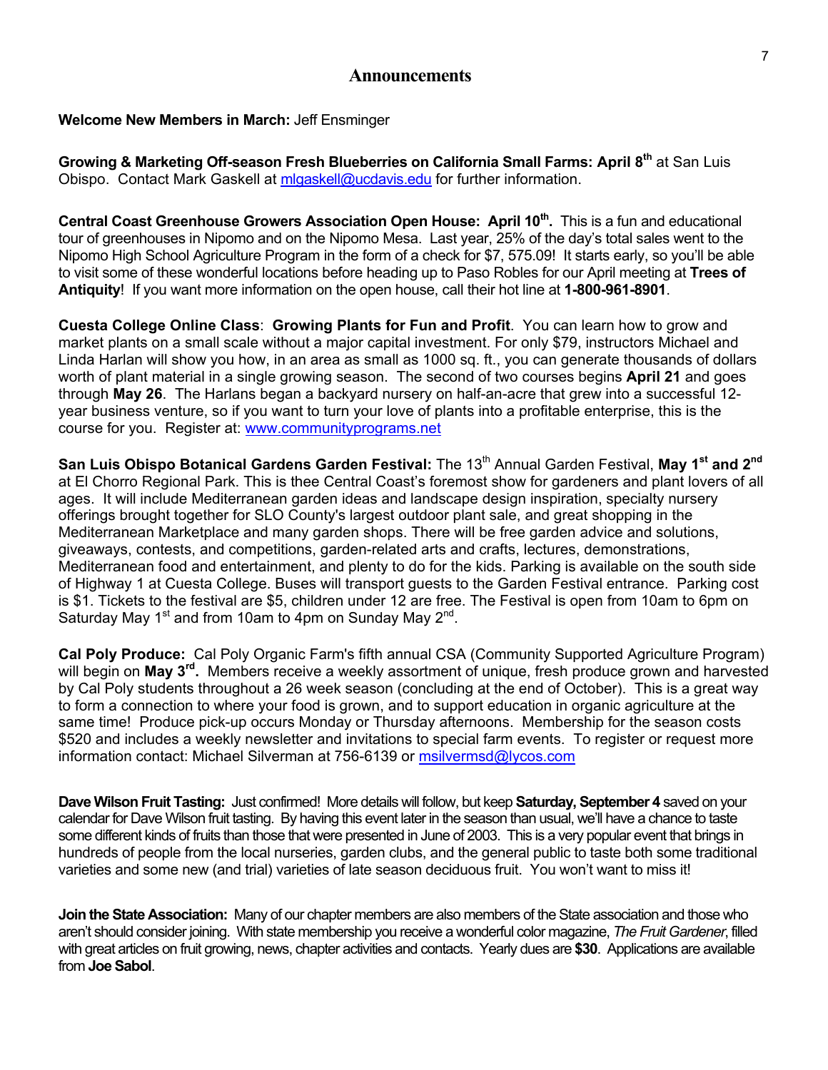## Announcements

**Welcome New Members in March:** Jeff Ensminger

**Growing & Marketing Off-season Fresh Blueberries on California Small Farms: April 8th** at San Luis Obispo. Contact Mark Gaskell at mlgaskell@ucdavis.edu for further information.

**Central Coast Greenhouse Growers Association Open House: April 10th.** This is a fun and educational tour of greenhouses in Nipomo and on the Nipomo Mesa. Last year, 25% of the day's total sales went to the Nipomo High School Agriculture Program in the form of a check for $7, 575.09! It starts early, so you'll be able to visit some of these wonderful locations before heading up to Paso Robles for our April meeting at **Trees of Antiquity**! If you want more information on the open house, call their hot line at **1-800-961-8901**.

**Cuesta College Online Class**: **Growing Plants for Fun and Profit**. You can learn how to grow and market plants on a small scale without a major capital investment. For only $79, instructors Michael and Linda Harlan will show you how, in an area as small as 1000 sq. ft., you can generate thousands of dollars worth of plant material in a single growing season. The second of two courses begins **April 21** and goes through **May 26**. The Harlans began a backyard nursery on half-an-acre that grew into a successful 12-year business venture, so if you want to turn your love of plants into a profitable enterprise, this is the course for you. Register at: www.communityprograms.net

**San Luis Obispo Botanical Gardens Garden Festival:** The 13th Annual Garden Festival, **May 1st and 2nd** at El Chorro Regional Park. This is thee Central Coast's foremost show for gardeners and plant lovers of all ages. It will include Mediterranean garden ideas and landscape design inspiration, specialty nursery offerings brought together for SLO County's largest outdoor plant sale, and great shopping in the Mediterranean Marketplace and many garden shops. There will be free garden advice and solutions, giveaways, contests, and competitions, garden-related arts and crafts, lectures, demonstrations, Mediterranean food and entertainment, and plenty to do for the kids. Parking is available on the south side of Highway 1 at Cuesta College. Buses will transport guests to the Garden Festival entrance. Parking cost is $1. Tickets to the festival are $5, children under 12 are free. The Festival is open from 10am to 6pm on Saturday May 1st and from 10am to 4pm on Sunday May 2nd.

**Cal Poly Produce:** Cal Poly Organic Farm's fifth annual CSA (Community Supported Agriculture Program) will begin on **May 3rd.** Members receive a weekly assortment of unique, fresh produce grown and harvested by Cal Poly students throughout a 26 week season (concluding at the end of October). This is a great way to form a connection to where your food is grown, and to support education in organic agriculture at the same time! Produce pick-up occurs Monday or Thursday afternoons. Membership for the season costs $520 and includes a weekly newsletter and invitations to special farm events. To register or request more information contact: Michael Silverman at 756-6139 or msilvermsd@lycos.com

**Dave Wilson Fruit Tasting:** Just confirmed! More details will follow, but keep **Saturday, September 4** saved on your calendar for Dave Wilson fruit tasting. By having this event later in the season than usual, we'll have a chance to taste some different kinds of fruits than those that were presented in June of 2003. This is a very popular event that brings in hundreds of people from the local nurseries, garden clubs, and the general public to taste both some traditional varieties and some new (and trial) varieties of late season deciduous fruit. You won't want to miss it!

**Join the State Association:** Many of our chapter members are also members of the State association and those who aren't should consider joining. With state membership you receive a wonderful color magazine, *The Fruit Gardener*, filled with great articles on fruit growing, news, chapter activities and contacts. Yearly dues are **$30**. Applications are available from **Joe Sabol**.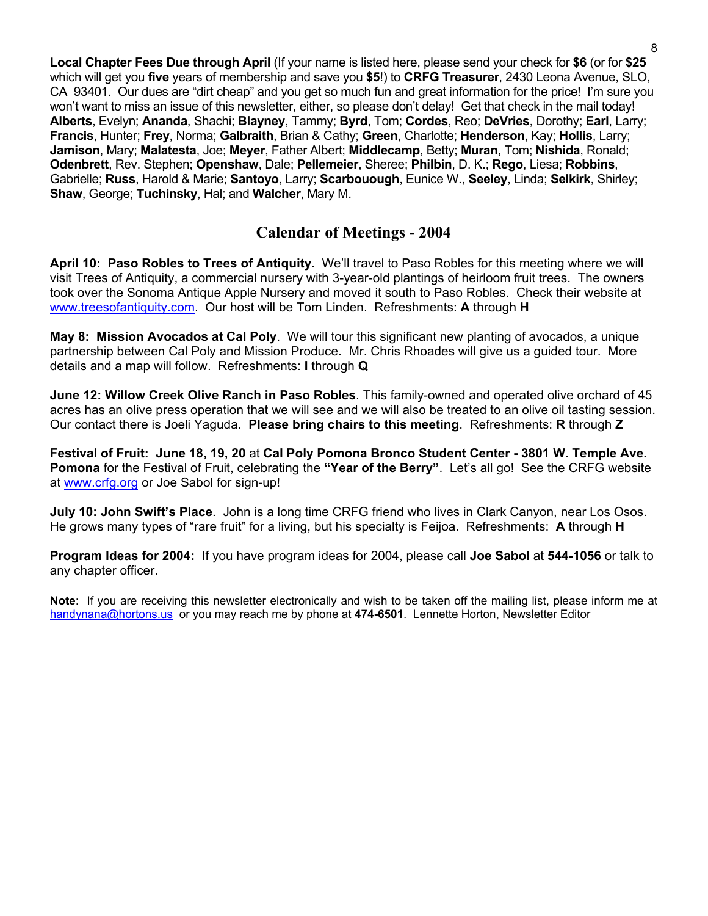**Local Chapter Fees Due through April** (If your name is listed here, please send your check for **$6** (or for **$25** which will get you **five** years of membership and save you **$5**!) to **CRFG Treasurer**, 2430 Leona Avenue, SLO, CA 93401. Our dues are "dirt cheap" and you get so much fun and great information for the price! I'm sure you won't want to miss an issue of this newsletter, either, so please don't delay! Get that check in the mail today! **Alberts**, Evelyn; **Ananda**, Shachi; **Blayney**, Tammy; **Byrd**, Tom; **Cordes**, Reo; **DeVries**, Dorothy; **Earl**, Larry; **Francis**, Hunter; **Frey**, Norma; **Galbraith**, Brian & Cathy; **Green**, Charlotte; **Henderson**, Kay; **Hollis**, Larry; **Jamison**, Mary; **Malatesta**, Joe; **Meyer**, Father Albert; **Middlecamp**, Betty; **Muran**, Tom; **Nishida**, Ronald; **Odenbrett**, Rev. Stephen; **Openshaw**, Dale; **Pellemeier**, Sheree; **Philbin**, D. K.; **Rego**, Liesa; **Robbins**, Gabrielle; **Russ**, Harold & Marie; **Santoyo**, Larry; **Scarbouough**, Eunice W., **Seeley**, Linda; **Selkirk**, Shirley; **Shaw**, George; **Tuchinsky**, Hal; and **Walcher**, Mary M.

## Calendar of Meetings - 2004

**April 10: Paso Robles to Trees of Antiquity**. We'll travel to Paso Robles for this meeting where we will visit Trees of Antiquity, a commercial nursery with 3-year-old plantings of heirloom fruit trees. The owners took over the Sonoma Antique Apple Nursery and moved it south to Paso Robles. Check their website at www.treesofantiquity.com. Our host will be Tom Linden. Refreshments: **A** through **H**

**May 8: Mission Avocados at Cal Poly**. We will tour this significant new planting of avocados, a unique partnership between Cal Poly and Mission Produce. Mr. Chris Rhoades will give us a guided tour. More details and a map will follow. Refreshments: **I** through **Q**

**June 12: Willow Creek Olive Ranch in Paso Robles**. This family-owned and operated olive orchard of 45 acres has an olive press operation that we will see and we will also be treated to an olive oil tasting session. Our contact there is Joeli Yaguda. **Please bring chairs to this meeting**. Refreshments: **R** through **Z**

**Festival of Fruit: June 18, 19, 20** at **Cal Poly Pomona Bronco Student Center - 3801 W. Temple Ave. Pomona** for the Festival of Fruit, celebrating the **"Year of the Berry"**. Let's all go! See the CRFG website at www.crfg.org or Joe Sabol for sign-up!

**July 10: John Swift's Place**. John is a long time CRFG friend who lives in Clark Canyon, near Los Osos. He grows many types of "rare fruit" for a living, but his specialty is Feijoa. Refreshments: **A** through **H**

**Program Ideas for 2004:** If you have program ideas for 2004, please call **Joe Sabol** at **544-1056** or talk to any chapter officer.

**Note**: If you are receiving this newsletter electronically and wish to be taken off the mailing list, please inform me at handynana@hortons.us or you may reach me by phone at **474-6501**. Lennette Horton, Newsletter Editor